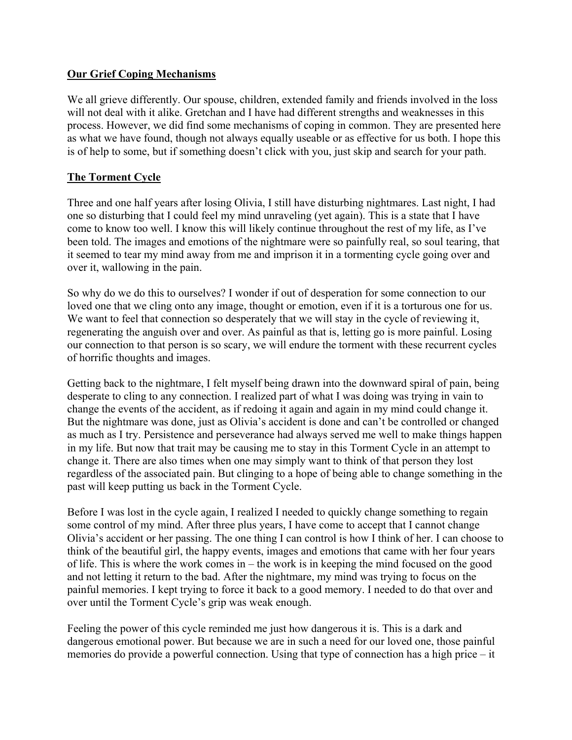**Our Grief Coping Mechanisms**

We all grieve differently. Our spouse, children, extended family and friends involved in the loss will not deal with it alike. Gretchan and I have had different strengths and weaknesses in this process. However, we did find some mechanisms of coping in common. They are presented here as what we have found, though not always equally useable or as effective for us both. I hope this is of help to some, but if something doesn't click with you, just skip and search for your path.

**The Torment Cycle**

Three and one half years after losing Olivia, I still have disturbing nightmares. Last night, I had one so disturbing that I could feel my mind unraveling (yet again). This is a state that I have come to know too well. I know this will likely continue throughout the rest of my life, as I've been told. The images and emotions of the nightmare were so painfully real, so soul tearing, that it seemed to tear my mind away from me and imprison it in a tormenting cycle going over and over it, wallowing in the pain.

So why do we do this to ourselves? I wonder if out of desperation for some connection to our loved one that we cling onto any image, thought or emotion, even if it is a torturous one for us. We want to feel that connection so desperately that we will stay in the cycle of reviewing it, regenerating the anguish over and over. As painful as that is, letting go is more painful. Losing our connection to that person is so scary, we will endure the torment with these recurrent cycles of horrific thoughts and images.

Getting back to the nightmare, I felt myself being drawn into the downward spiral of pain, being desperate to cling to any connection. I realized part of what I was doing was trying in vain to change the events of the accident, as if redoing it again and again in my mind could change it. But the nightmare was done, just as Olivia's accident is done and can't be controlled or changed as much as I try. Persistence and perseverance had always served me well to make things happen in my life. But now that trait may be causing me to stay in this Torment Cycle in an attempt to change it. There are also times when one may simply want to think of that person they lost regardless of the associated pain. But clinging to a hope of being able to change something in the past will keep putting us back in the Torment Cycle.

Before I was lost in the cycle again, I realized I needed to quickly change something to regain some control of my mind. After three plus years, I have come to accept that I cannot change Olivia's accident or her passing. The one thing I can control is how I think of her. I can choose to think of the beautiful girl, the happy events, images and emotions that came with her four years of life. This is where the work comes in – the work is in keeping the mind focused on the good and not letting it return to the bad. After the nightmare, my mind was trying to focus on the painful memories. I kept trying to force it back to a good memory. I needed to do that over and over until the Torment Cycle's grip was weak enough.

Feeling the power of this cycle reminded me just how dangerous it is. This is a dark and dangerous emotional power. But because we are in such a need for our loved one, those painful memories do provide a powerful connection. Using that type of connection has a high price – it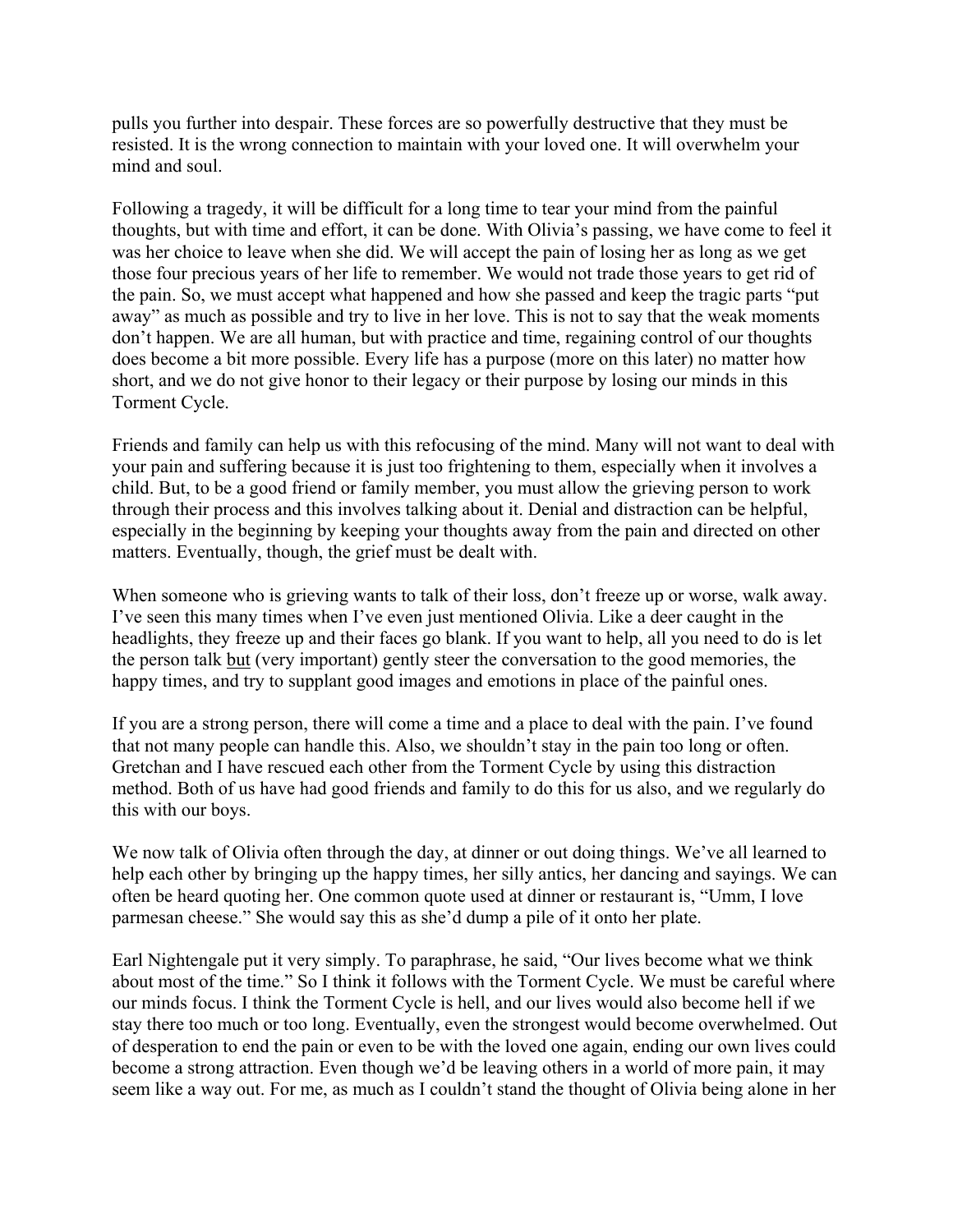pulls you further into despair. These forces are so powerfully destructive that they must be resisted. It is the wrong connection to maintain with your loved one. It will overwhelm your mind and soul.

Following a tragedy, it will be difficult for a long time to tear your mind from the painful thoughts, but with time and effort, it can be done. With Olivia's passing, we have come to feel it was her choice to leave when she did. We will accept the pain of losing her as long as we get those four precious years of her life to remember. We would not trade those years to get rid of the pain. So, we must accept what happened and how she passed and keep the tragic parts "put away" as much as possible and try to live in her love. This is not to say that the weak moments don't happen. We are all human, but with practice and time, regaining control of our thoughts does become a bit more possible. Every life has a purpose (more on this later) no matter how short, and we do not give honor to their legacy or their purpose by losing our minds in this Torment Cycle.

Friends and family can help us with this refocusing of the mind. Many will not want to deal with your pain and suffering because it is just too frightening to them, especially when it involves a child. But, to be a good friend or family member, you must allow the grieving person to work through their process and this involves talking about it. Denial and distraction can be helpful, especially in the beginning by keeping your thoughts away from the pain and directed on other matters. Eventually, though, the grief must be dealt with.

When someone who is grieving wants to talk of their loss, don't freeze up or worse, walk away. I've seen this many times when I've even just mentioned Olivia. Like a deer caught in the headlights, they freeze up and their faces go blank. If you want to help, all you need to do is let the person talk <u>but</u> (very important) gently steer the conversation to the good memories, the happy times, and try to supplant good images and emotions in place of the painful ones.

If you are a strong person, there will come a time and a place to deal with the pain. I've found that not many people can handle this. Also, we shouldn't stay in the pain too long or often. Gretchan and I have rescued each other from the Torment Cycle by using this distraction method. Both of us have had good friends and family to do this for us also, and we regularly do this with our boys.

We now talk of Olivia often through the day, at dinner or out doing things. We've all learned to help each other by bringing up the happy times, her silly antics, her dancing and sayings. We can often be heard quoting her. One common quote used at dinner or restaurant is, "Umm, I love parmesan cheese." She would say this as she'd dump a pile of it onto her plate.

Earl Nightengale put it very simply. To paraphrase, he said, "Our lives become what we think about most of the time." So I think it follows with the Torment Cycle. We must be careful where our minds focus. I think the Torment Cycle is hell, and our lives would also become hell if we stay there too much or too long. Eventually, even the strongest would become overwhelmed. Out of desperation to end the pain or even to be with the loved one again, ending our own lives could become a strong attraction. Even though we'd be leaving others in a world of more pain, it may seem like a way out. For me, as much as I couldn't stand the thought of Olivia being alone in her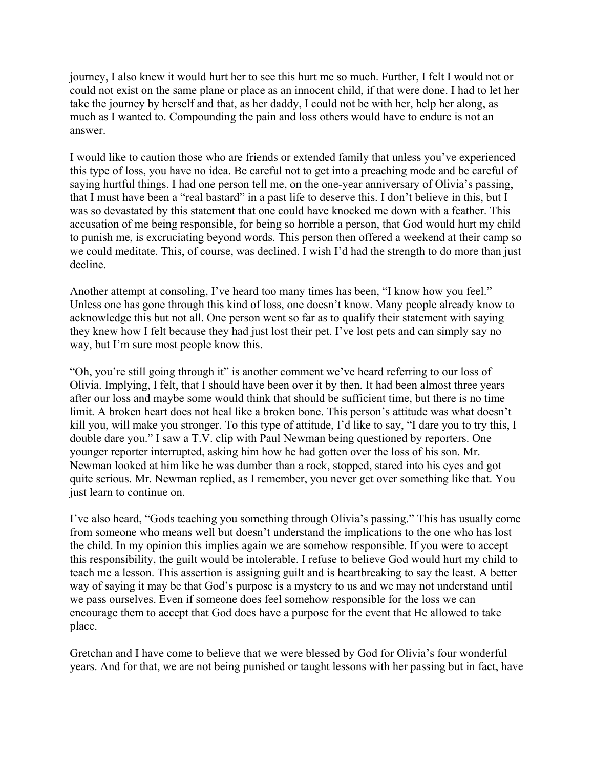journey, I also knew it would hurt her to see this hurt me so much. Further, I felt I would not or could not exist on the same plane or place as an innocent child, if that were done. I had to let her take the journey by herself and that, as her daddy, I could not be with her, help her along, as much as I wanted to. Compounding the pain and loss others would have to endure is not an answer.

I would like to caution those who are friends or extended family that unless you've experienced this type of loss, you have no idea. Be careful not to get into a preaching mode and be careful of saying hurtful things. I had one person tell me, on the one-year anniversary of Olivia's passing, that I must have been a "real bastard" in a past life to deserve this. I don't believe in this, but I was so devastated by this statement that one could have knocked me down with a feather. This accusation of me being responsible, for being so horrible a person, that God would hurt my child to punish me, is excruciating beyond words. This person then offered a weekend at their camp so we could meditate. This, of course, was declined. I wish I'd had the strength to do more than just decline.

Another attempt at consoling, I've heard too many times has been, "I know how you feel." Unless one has gone through this kind of loss, one doesn't know. Many people already know to acknowledge this but not all. One person went so far as to qualify their statement with saying they knew how I felt because they had just lost their pet. I've lost pets and can simply say no way, but I'm sure most people know this.

"Oh, you're still going through it" is another comment we've heard referring to our loss of Olivia. Implying, I felt, that I should have been over it by then. It had been almost three years after our loss and maybe some would think that should be sufficient time, but there is no time limit. A broken heart does not heal like a broken bone. This person's attitude was what doesn't kill you, will make you stronger. To this type of attitude, I'd like to say, "I dare you to try this, I double dare you." I saw a T.V. clip with Paul Newman being questioned by reporters. One younger reporter interrupted, asking him how he had gotten over the loss of his son. Mr. Newman looked at him like he was dumber than a rock, stopped, stared into his eyes and got quite serious. Mr. Newman replied, as I remember, you never get over something like that. You just learn to continue on.

I've also heard, "Gods teaching you something through Olivia's passing." This has usually come from someone who means well but doesn't understand the implications to the one who has lost the child. In my opinion this implies again we are somehow responsible. If you were to accept this responsibility, the guilt would be intolerable. I refuse to believe God would hurt my child to teach me a lesson. This assertion is assigning guilt and is heartbreaking to say the least. A better way of saying it may be that God's purpose is a mystery to us and we may not understand until we pass ourselves. Even if someone does feel somehow responsible for the loss we can encourage them to accept that God does have a purpose for the event that He allowed to take place.

Gretchan and I have come to believe that we were blessed by God for Olivia's four wonderful years. And for that, we are not being punished or taught lessons with her passing but in fact, have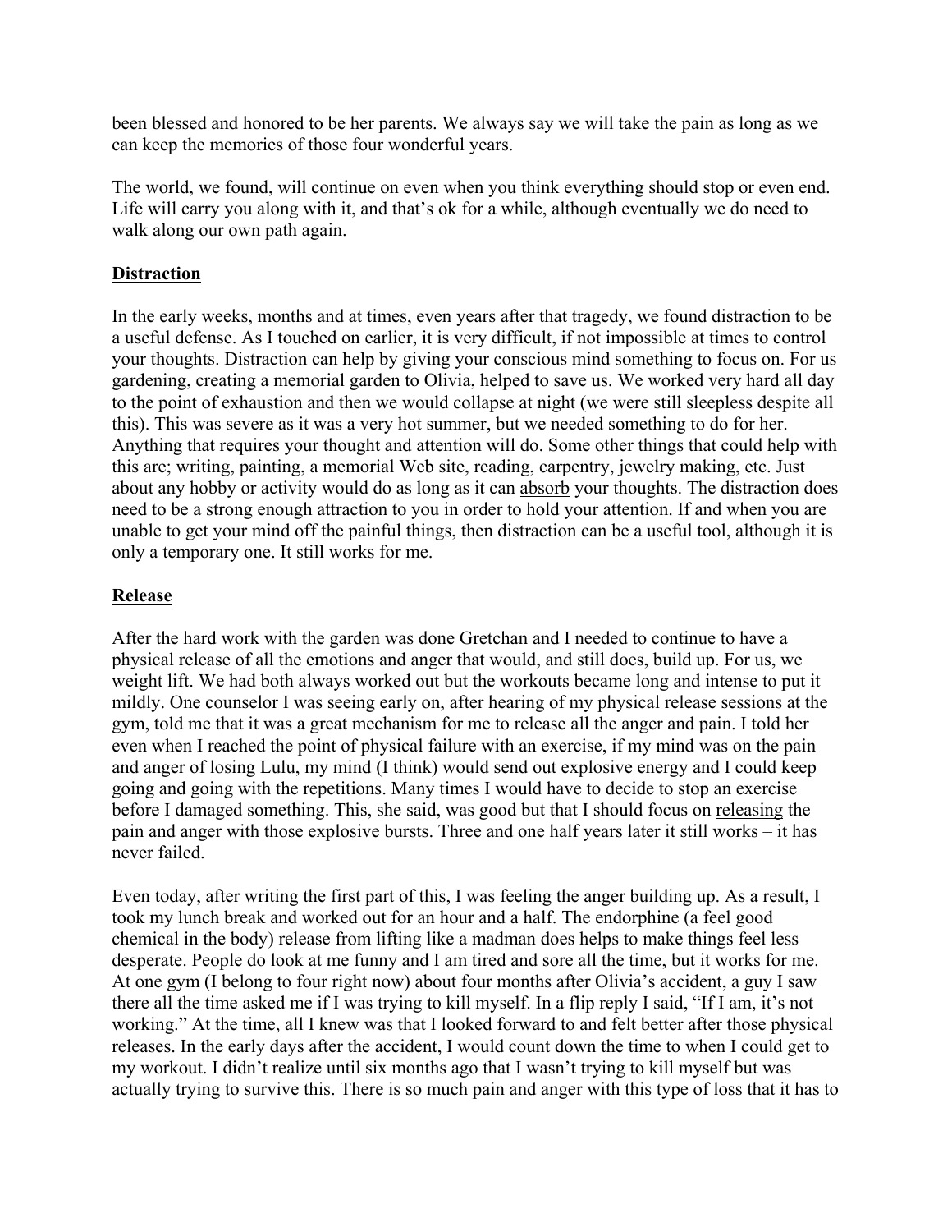been blessed and honored to be her parents. We always say we will take the pain as long as we can keep the memories of those four wonderful years.

The world, we found, will continue on even when you think everything should stop or even end. Life will carry you along with it, and that's ok for a while, although eventually we do need to walk along our own path again.

## Distraction

In the early weeks, months and at times, even years after that tragedy, we found distraction to be a useful defense. As I touched on earlier, it is very difficult, if not impossible at times to control your thoughts. Distraction can help by giving your conscious mind something to focus on. For us gardening, creating a memorial garden to Olivia, helped to save us. We worked very hard all day to the point of exhaustion and then we would collapse at night (we were still sleepless despite all this). This was severe as it was a very hot summer, but we needed something to do for her. Anything that requires your thought and attention will do. Some other things that could help with this are; writing, painting, a memorial Web site, reading, carpentry, jewelry making, etc. Just about any hobby or activity would do as long as it can <u>absorb</u> your thoughts. The distraction does need to be a strong enough attraction to you in order to hold your attention. If and when you are unable to get your mind off the painful things, then distraction can be a useful tool, although it is only a temporary one. It still works for me.

## Release

After the hard work with the garden was done Gretchan and I needed to continue to have a physical release of all the emotions and anger that would, and still does, build up. For us, we weight lift. We had both always worked out but the workouts became long and intense to put it mildly. One counselor I was seeing early on, after hearing of my physical release sessions at the gym, told me that it was a great mechanism for me to release all the anger and pain. I told her even when I reached the point of physical failure with an exercise, if my mind was on the pain and anger of losing Lulu, my mind (I think) would send out explosive energy and I could keep going and going with the repetitions. Many times I would have to decide to stop an exercise before I damaged something. This, she said, was good but that I should focus on <u>releasing</u> the pain and anger with those explosive bursts. Three and one half years later it still works – it has never failed.

Even today, after writing the first part of this, I was feeling the anger building up. As a result, I took my lunch break and worked out for an hour and a half. The endorphine (a feel good chemical in the body) release from lifting like a madman does helps to make things feel less desperate. People do look at me funny and I am tired and sore all the time, but it works for me. At one gym (I belong to four right now) about four months after Olivia's accident, a guy I saw there all the time asked me if I was trying to kill myself. In a flip reply I said, "If I am, it's not working." At the time, all I knew was that I looked forward to and felt better after those physical releases. In the early days after the accident, I would count down the time to when I could get to my workout. I didn't realize until six months ago that I wasn't trying to kill myself but was actually trying to survive this. There is so much pain and anger with this type of loss that it has to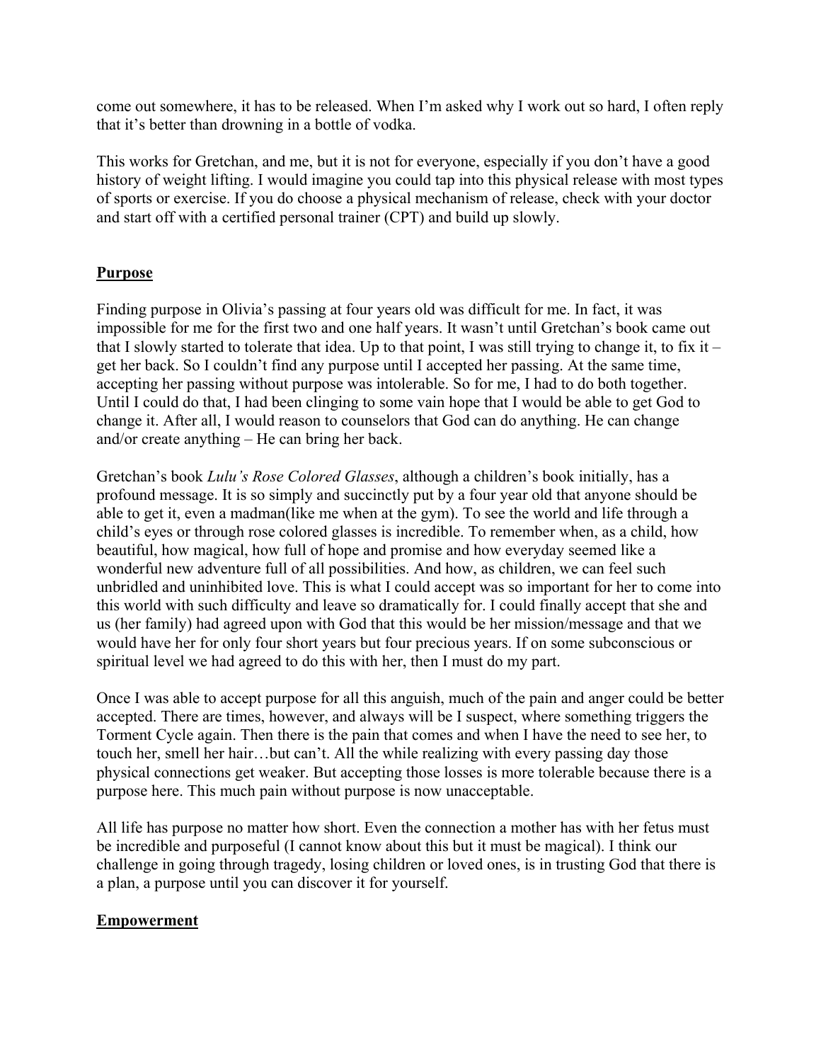come out somewhere, it has to be released. When I'm asked why I work out so hard, I often reply that it's better than drowning in a bottle of vodka.

This works for Gretchan, and me, but it is not for everyone, especially if you don't have a good history of weight lifting. I would imagine you could tap into this physical release with most types of sports or exercise. If you do choose a physical mechanism of release, check with your doctor and start off with a certified personal trainer (CPT) and build up slowly.

## Purpose

Finding purpose in Olivia's passing at four years old was difficult for me. In fact, it was impossible for me for the first two and one half years. It wasn't until Gretchan's book came out that I slowly started to tolerate that idea. Up to that point, I was still trying to change it, to fix it – get her back. So I couldn't find any purpose until I accepted her passing. At the same time, accepting her passing without purpose was intolerable. So for me, I had to do both together. Until I could do that, I had been clinging to some vain hope that I would be able to get God to change it. After all, I would reason to counselors that God can do anything. He can change and/or create anything – He can bring her back.

Gretchan's book *Lulu's Rose Colored Glasses*, although a children's book initially, has a profound message. It is so simply and succinctly put by a four year old that anyone should be able to get it, even a madman(like me when at the gym). To see the world and life through a child's eyes or through rose colored glasses is incredible. To remember when, as a child, how beautiful, how magical, how full of hope and promise and how everyday seemed like a wonderful new adventure full of all possibilities. And how, as children, we can feel such unbridled and uninhibited love. This is what I could accept was so important for her to come into this world with such difficulty and leave so dramatically for. I could finally accept that she and us (her family) had agreed upon with God that this would be her mission/message and that we would have her for only four short years but four precious years. If on some subconscious or spiritual level we had agreed to do this with her, then I must do my part.

Once I was able to accept purpose for all this anguish, much of the pain and anger could be better accepted. There are times, however, and always will be I suspect, where something triggers the Torment Cycle again. Then there is the pain that comes and when I have the need to see her, to touch her, smell her hair…but can't. All the while realizing with every passing day those physical connections get weaker. But accepting those losses is more tolerable because there is a purpose here. This much pain without purpose is now unacceptable.

All life has purpose no matter how short. Even the connection a mother has with her fetus must be incredible and purposeful (I cannot know about this but it must be magical). I think our challenge in going through tragedy, losing children or loved ones, is in trusting God that there is a plan, a purpose until you can discover it for yourself.

## Empowerment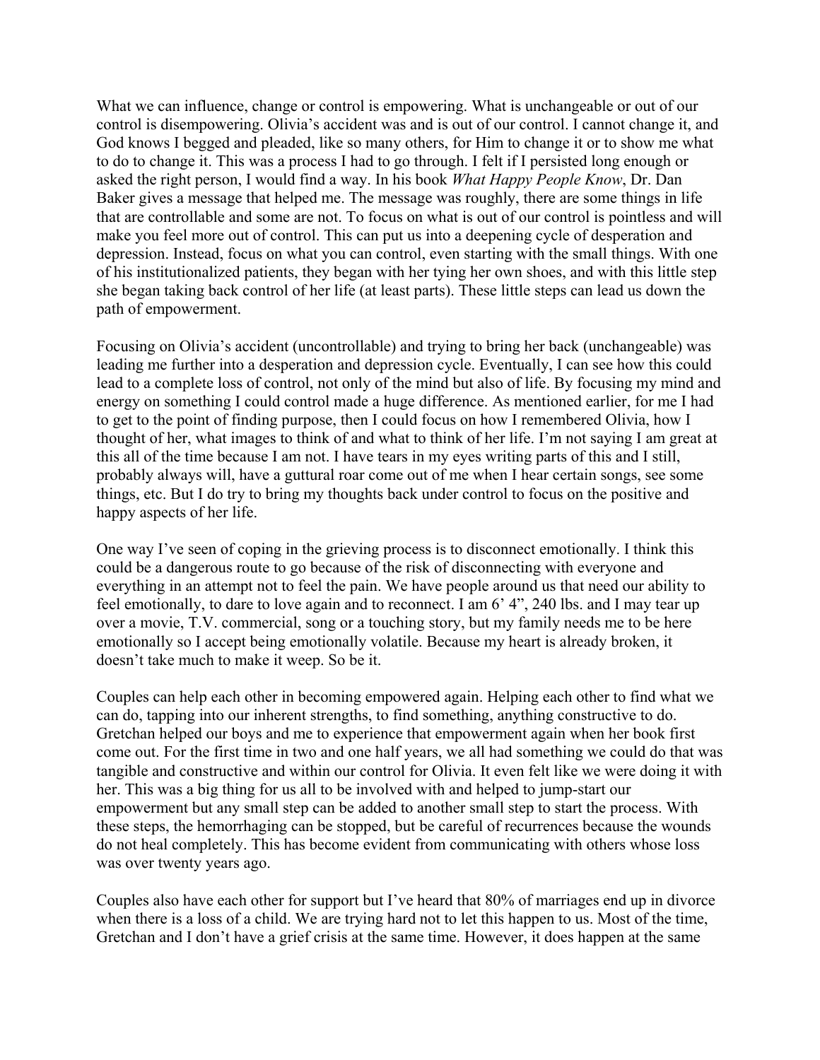What we can influence, change or control is empowering. What is unchangeable or out of our control is disempowering. Olivia's accident was and is out of our control. I cannot change it, and God knows I begged and pleaded, like so many others, for Him to change it or to show me what to do to change it. This was a process I had to go through. I felt if I persisted long enough or asked the right person, I would find a way. In his book *What Happy People Know*, Dr. Dan Baker gives a message that helped me. The message was roughly, there are some things in life that are controllable and some are not. To focus on what is out of our control is pointless and will make you feel more out of control. This can put us into a deepening cycle of desperation and depression. Instead, focus on what you can control, even starting with the small things. With one of his institutionalized patients, they began with her tying her own shoes, and with this little step she began taking back control of her life (at least parts). These little steps can lead us down the path of empowerment.

Focusing on Olivia's accident (uncontrollable) and trying to bring her back (unchangeable) was leading me further into a desperation and depression cycle. Eventually, I can see how this could lead to a complete loss of control, not only of the mind but also of life. By focusing my mind and energy on something I could control made a huge difference. As mentioned earlier, for me I had to get to the point of finding purpose, then I could focus on how I remembered Olivia, how I thought of her, what images to think of and what to think of her life. I'm not saying I am great at this all of the time because I am not. I have tears in my eyes writing parts of this and I still, probably always will, have a guttural roar come out of me when I hear certain songs, see some things, etc. But I do try to bring my thoughts back under control to focus on the positive and happy aspects of her life.

One way I've seen of coping in the grieving process is to disconnect emotionally. I think this could be a dangerous route to go because of the risk of disconnecting with everyone and everything in an attempt not to feel the pain. We have people around us that need our ability to feel emotionally, to dare to love again and to reconnect. I am 6' 4", 240 lbs. and I may tear up over a movie, T.V. commercial, song or a touching story, but my family needs me to be here emotionally so I accept being emotionally volatile. Because my heart is already broken, it doesn't take much to make it weep. So be it.

Couples can help each other in becoming empowered again. Helping each other to find what we can do, tapping into our inherent strengths, to find something, anything constructive to do. Gretchan helped our boys and me to experience that empowerment again when her book first come out. For the first time in two and one half years, we all had something we could do that was tangible and constructive and within our control for Olivia. It even felt like we were doing it with her. This was a big thing for us all to be involved with and helped to jump-start our empowerment but any small step can be added to another small step to start the process. With these steps, the hemorrhaging can be stopped, but be careful of recurrences because the wounds do not heal completely. This has become evident from communicating with others whose loss was over twenty years ago.

Couples also have each other for support but I've heard that 80% of marriages end up in divorce when there is a loss of a child. We are trying hard not to let this happen to us. Most of the time, Gretchan and I don't have a grief crisis at the same time. However, it does happen at the same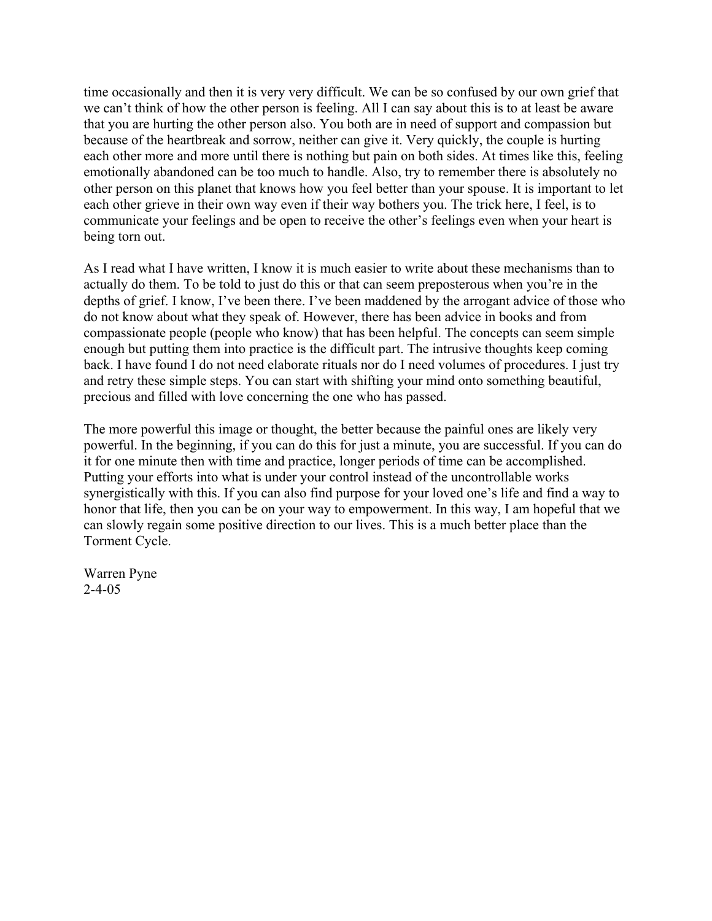time occasionally and then it is very very difficult. We can be so confused by our own grief that we can't think of how the other person is feeling. All I can say about this is to at least be aware that you are hurting the other person also. You both are in need of support and compassion but because of the heartbreak and sorrow, neither can give it. Very quickly, the couple is hurting each other more and more until there is nothing but pain on both sides. At times like this, feeling emotionally abandoned can be too much to handle. Also, try to remember there is absolutely no other person on this planet that knows how you feel better than your spouse. It is important to let each other grieve in their own way even if their way bothers you. The trick here, I feel, is to communicate your feelings and be open to receive the other's feelings even when your heart is being torn out.

As I read what I have written, I know it is much easier to write about these mechanisms than to actually do them. To be told to just do this or that can seem preposterous when you're in the depths of grief. I know, I've been there. I've been maddened by the arrogant advice of those who do not know about what they speak of. However, there has been advice in books and from compassionate people (people who know) that has been helpful. The concepts can seem simple enough but putting them into practice is the difficult part. The intrusive thoughts keep coming back. I have found I do not need elaborate rituals nor do I need volumes of procedures. I just try and retry these simple steps. You can start with shifting your mind onto something beautiful, precious and filled with love concerning the one who has passed.

The more powerful this image or thought, the better because the painful ones are likely very powerful. In the beginning, if you can do this for just a minute, you are successful. If you can do it for one minute then with time and practice, longer periods of time can be accomplished. Putting your efforts into what is under your control instead of the uncontrollable works synergistically with this. If you can also find purpose for your loved one's life and find a way to honor that life, then you can be on your way to empowerment. In this way, I am hopeful that we can slowly regain some positive direction to our lives. This is a much better place than the Torment Cycle.

Warren Pyne
2-4-05